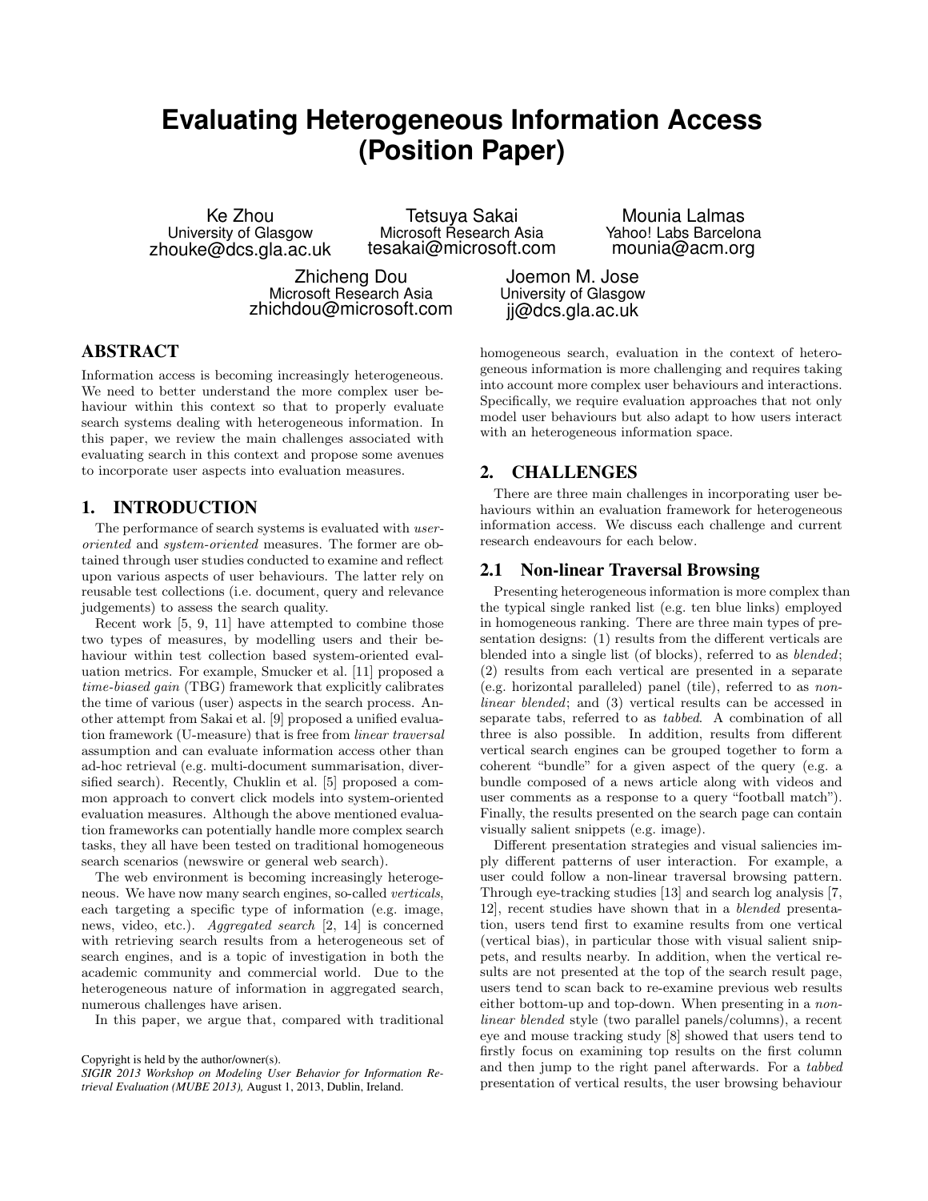# Evaluating Heterogeneous Information Access (Position Paper)

Ke Zhou
University of Glasgow
zhouke@dcs.gla.ac.uk

Tetsuya Sakai
Microsoft Research Asia
tesakai@microsoft.com

Mounia Lalmas
Yahoo! Labs Barcelona
mounia@acm.org

Zhicheng Dou
Microsoft Research Asia
zhichdou@microsoft.com

Joemon M. Jose
University of Glasgow
jj@dcs.gla.ac.uk

## ABSTRACT

Information access is becoming increasingly heterogeneous. We need to better understand the more complex user behaviour within this context so that to properly evaluate search systems dealing with heterogeneous information. In this paper, we review the main challenges associated with evaluating search in this context and propose some avenues to incorporate user aspects into evaluation measures.

## 1. INTRODUCTION

The performance of search systems is evaluated with *user-oriented* and *system-oriented* measures. The former are obtained through user studies conducted to examine and reflect upon various aspects of user behaviours. The latter rely on reusable test collections (i.e. document, query and relevance judgements) to assess the search quality.

Recent work [5, 9, 11] have attempted to combine those two types of measures, by modelling users and their behaviour within test collection based system-oriented evaluation metrics. For example, Smucker et al. [11] proposed a *time-biased gain* (TBG) framework that explicitly calibrates the time of various (user) aspects in the search process. Another attempt from Sakai et al. [9] proposed a unified evaluation framework (U-measure) that is free from *linear traversal* assumption and can evaluate information access other than ad-hoc retrieval (e.g. multi-document summarisation, diversified search). Recently, Chuklin et al. [5] proposed a common approach to convert click models into system-oriented evaluation measures. Although the above mentioned evaluation frameworks can potentially handle more complex search tasks, they all have been tested on traditional homogeneous search scenarios (newswire or general web search).

The web environment is becoming increasingly heterogeneous. We have now many search engines, so-called *verticals*, each targeting a specific type of information (e.g. image, news, video, etc.). *Aggregated search* [2, 14] is concerned with retrieving search results from a heterogeneous set of search engines, and is a topic of investigation in both the academic community and commercial world. Due to the heterogeneous nature of information in aggregated search, numerous challenges have arisen.

In this paper, we argue that, compared with traditional homogeneous search, evaluation in the context of heterogeneous information is more challenging and requires taking into account more complex user behaviours and interactions. Specifically, we require evaluation approaches that not only model user behaviours but also adapt to how users interact with an heterogeneous information space.

## 2. CHALLENGES

There are three main challenges in incorporating user behaviours within an evaluation framework for heterogeneous information access. We discuss each challenge and current research endeavours for each below.

### 2.1 Non-linear Traversal Browsing

Presenting heterogeneous information is more complex than the typical single ranked list (e.g. ten blue links) employed in homogeneous ranking. There are three main types of presentation designs: (1) results from the different verticals are blended into a single list (of blocks), referred to as *blended*; (2) results from each vertical are presented in a separate (e.g. horizontal paralleled) panel (tile), referred to as *non-linear blended*; and (3) vertical results can be accessed in separate tabs, referred to as *tabbed*. A combination of all three is also possible. In addition, results from different vertical search engines can be grouped together to form a coherent "bundle" for a given aspect of the query (e.g. a bundle composed of a news article along with videos and user comments as a response to a query "football match"). Finally, the results presented on the search page can contain visually salient snippets (e.g. image).

Different presentation strategies and visual saliencies imply different patterns of user interaction. For example, a user could follow a non-linear traversal browsing pattern. Through eye-tracking studies [13] and search log analysis [7, 12], recent studies have shown that in a *blended* presentation, users tend first to examine results from one vertical (vertical bias), in particular those with visual salient snippets, and results nearby. In addition, when the vertical results are not presented at the top of the search result page, users tend to scan back to re-examine previous web results either bottom-up and top-down. When presenting in a *non-linear blended* style (two parallel panels/columns), a recent eye and mouse tracking study [8] showed that users tend to firstly focus on examining top results on the first column and then jump to the right panel afterwards. For a *tabbed* presentation of vertical results, the user browsing behaviour

Copyright is held by the author/owner(s).
*SIGIR 2013 Workshop on Modeling User Behavior for Information Retrieval Evaluation (MUBE 2013),* August 1, 2013, Dublin, Ireland.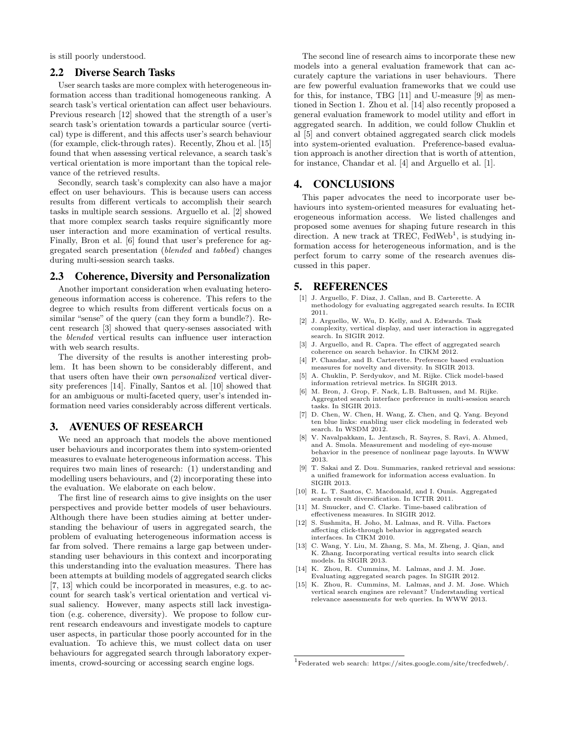is still poorly understood.

### 2.2 Diverse Search Tasks

User search tasks are more complex with heterogeneous information access than traditional homogeneous ranking. A search task's vertical orientation can affect user behaviours. Previous research [12] showed that the strength of a user's search task's orientation towards a particular source (vertical) type is different, and this affects user's search behaviour (for example, click-through rates). Recently, Zhou et al. [15] found that when assessing vertical relevance, a search task's vertical orientation is more important than the topical relevance of the retrieved results.

Secondly, search task's complexity can also have a major effect on user behaviours. This is because users can access results from different verticals to accomplish their search tasks in multiple search sessions. Arguello et al. [2] showed that more complex search tasks require significantly more user interaction and more examination of vertical results. Finally, Bron et al. [6] found that user's preference for aggregated search presentation (*blended* and *tabbed*) changes during multi-session search tasks.

### 2.3 Coherence, Diversity and Personalization

Another important consideration when evaluating heterogeneous information access is coherence. This refers to the degree to which results from different verticals focus on a similar "sense" of the query (can they form a bundle?). Recent research [3] showed that query-senses associated with the *blended* vertical results can influence user interaction with web search results.

The diversity of the results is another interesting problem. It has been shown to be considerably different, and that users often have their own *personalized* vertical diversity preferences [14]. Finally, Santos et al. [10] showed that for an ambiguous or multi-faceted query, user's intended information need varies considerably across different verticals.

## 3. AVENUES OF RESEARCH

We need an approach that models the above mentioned user behaviours and incorporates them into system-oriented measures to evaluate heterogeneous information access. This requires two main lines of research: (1) understanding and modelling users behaviours, and (2) incorporating these into the evaluation. We elaborate on each below.

The first line of research aims to give insights on the user perspectives and provide better models of user behaviours. Although there have been studies aiming at better understanding the behaviour of users in aggregated search, the problem of evaluating heterogeneous information access is far from solved. There remains a large gap between understanding user behaviours in this context and incorporating this understanding into the evaluation measures. There has been attempts at building models of aggregated search clicks [7, 13] which could be incorporated in measures, e.g. to account for search task's vertical orientation and vertical visual saliency. However, many aspects still lack investigation (e.g. coherence, diversity). We propose to follow current research endeavours and investigate models to capture user aspects, in particular those poorly accounted for in the evaluation. To achieve this, we must collect data on user behaviours for aggregated search through laboratory experiments, crowd-sourcing or accessing search engine logs.

The second line of research aims to incorporate these new models into a general evaluation framework that can accurately capture the variations in user behaviours. There are few powerful evaluation frameworks that we could use for this, for instance, TBG [11] and U-measure [9] as mentioned in Section 1. Zhou et al. [14] also recently proposed a general evaluation framework to model utility and effort in aggregated search. In addition, we could follow Chuklin et al [5] and convert obtained aggregated search click models into system-oriented evaluation. Preference-based evaluation approach is another direction that is worth of attention, for instance, Chandar et al. [4] and Arguello et al. [1].

## 4. CONCLUSIONS

This paper advocates the need to incorporate user behaviours into system-oriented measures for evaluating heterogeneous information access. We listed challenges and proposed some avenues for shaping future research in this direction. A new track at TREC, FedWeb[1], is studying information access for heterogeneous information, and is the perfect forum to carry some of the research avenues discussed in this paper.

## 5. REFERENCES

[1] J. Arguello, F. Diaz, J. Callan, and B. Carterette. A methodology for evaluating aggregated search results. In ECIR 2011.

[2] J. Arguello, W. Wu, D. Kelly, and A. Edwards. Task complexity, vertical display, and user interaction in aggregated search. In SIGIR 2012.

[3] J. Arguello, and R. Capra. The effect of aggregated search coherence on search behavior. In CIKM 2012.

[4] P. Chandar, and B. Carterette. Preference based evaluation measures for novelty and diversity. In SIGIR 2013.

[5] A. Chuklin, P. Serdyukov, and M. Rijke. Click model-based information retrieval metrics. In SIGIR 2013.

[6] M. Bron, J. Grop, F. Nack, L.B. Baltussen, and M. Rijke. Aggregated search interface preference in multi-session search tasks. In SIGIR 2013.

[7] D. Chen, W. Chen, H. Wang, Z. Chen, and Q. Yang. Beyond ten blue links: enabling user click modeling in federated web search. In WSDM 2012.

[8] V. Navalpakkam, L. Jentzsch, R. Sayres, S. Ravi, A. Ahmed, and A. Smola. Measurement and modeling of eye-mouse behavior in the presence of nonlinear page layouts. In WWW 2013.

[9] T. Sakai and Z. Dou. Summaries, ranked retrieval and sessions: a unified framework for information access evaluation. In SIGIR 2013.

[10] R. L. T. Santos, C. Macdonald, and I. Ounis. Aggregated search result diversification. In ICTIR 2011.

[11] M. Smucker, and C. Clarke. Time-based calibration of effectiveness measures. In SIGIR 2012.

[12] S. Sushmita, H. Joho, M. Lalmas, and R. Villa. Factors affecting click-through behavior in aggregated search interfaces. In CIKM 2010.

[13] C. Wang, Y. Liu, M. Zhang, S. Ma, M. Zheng, J. Qian, and K. Zhang. Incorporating vertical results into search click models. In SIGIR 2013.

[14] K. Zhou, R. Cummins, M. Lalmas, and J. M. Jose. Evaluating aggregated search pages. In SIGIR 2012.

[15] K. Zhou, R. Cummins, M. Lalmas, and J. M. Jose. Which vertical search engines are relevant? Understanding vertical relevance assessments for web queries. In WWW 2013.

[1]Federated web search: https://sites.google.com/site/trecfedweb/.